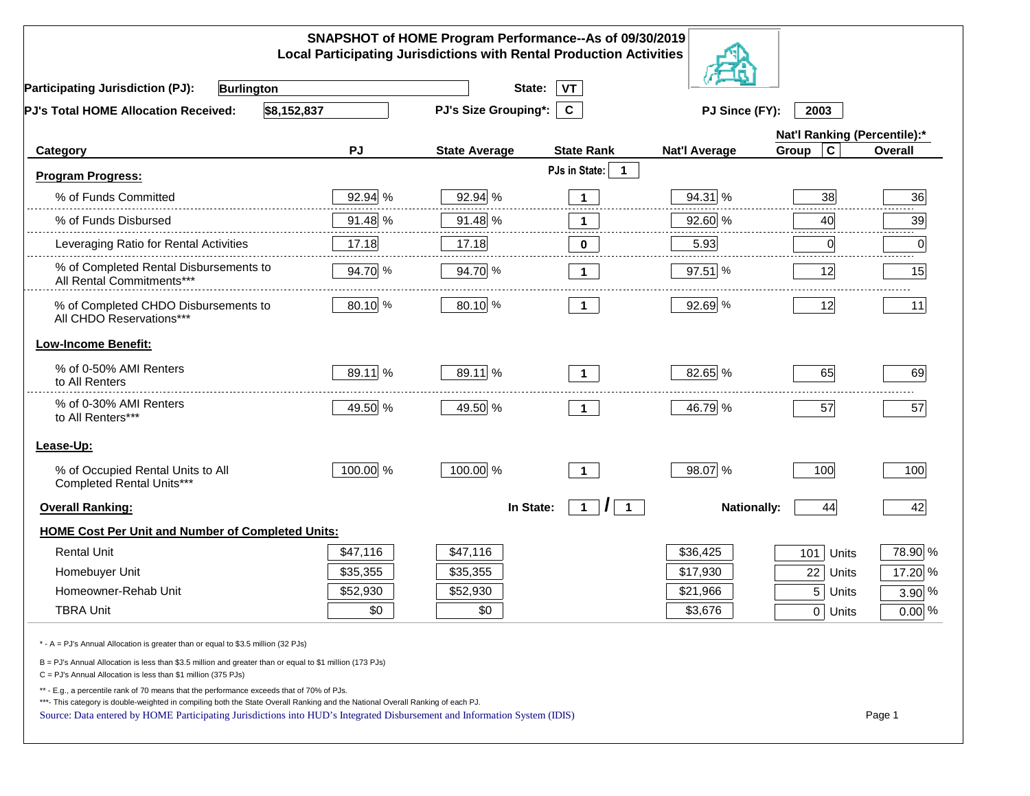# SNAPSHOT of HOME Program Performance--As of 09/30/2019
## Local Participating Jurisdictions with Rental Production Activities

**Participating Jurisdiction (PJ):** Burlington  **State:** VT

**PJ's Total HOME Allocation Received:** $8,152,837  **PJ's Size Grouping*:** C  **PJ Since (FY):** 2003

| Category | PJ | State Average | State Rank | Nat'l Average | Nat'l Ranking (Percentile):* Group C | Overall |
|---|---|---|---|---|---|---|
| **Program Progress:** | | | PJs in State: 1 | | | |
| % of Funds Committed | 92.94 % | 92.94 % | 1 | 94.31 % | 38 | 36 |
| % of Funds Disbursed | 91.48 % | 91.48 % | 1 | 92.60 % | 40 | 39 |
| Leveraging Ratio for Rental Activities | 17.18 | 17.18 | 0 | 5.93 | 0 | 0 |
| % of Completed Rental Disbursements to All Rental Commitments*** | 94.70 % | 94.70 % | 1 | 97.51 % | 12 | 15 |
| % of Completed CHDO Disbursements to All CHDO Reservations*** | 80.10 % | 80.10 % | 1 | 92.69 % | 12 | 11 |
| **Low-Income Benefit:** | | | | | | |
| % of 0-50% AMI Renters to All Renters | 89.11 % | 89.11 % | 1 | 82.65 % | 65 | 69 |
| % of 0-30% AMI Renters to All Renters*** | 49.50 % | 49.50 % | 1 | 46.79 % | 57 | 57 |
| **Lease-Up:** | | | | | | |
| % of Occupied Rental Units to All Completed Rental Units*** | 100.00 % | 100.00 % | 1 | 98.07 % | 100 | 100 |
| **Overall Ranking:** | | In State: | 1 / 1 | Nationally: | 44 | 42 |
| **HOME Cost Per Unit and Number of Completed Units:** | | | | | | |
| Rental Unit | $47,116 | $47,116 | | $36,425 | 101 Units | 78.90 % |
| Homebuyer Unit | $35,355 | $35,355 | | $17,930 | 22 Units | 17.20 % |
| Homeowner-Rehab Unit | $52,930 | $52,930 | | $21,966 | 5 Units | 3.90 % |
| TBRA Unit | $0 | $0 | | $3,676 | 0 Units | 0.00 % |

\* - A = PJ's Annual Allocation is greater than or equal to $3.5 million (32 PJs)

B = PJ's Annual Allocation is less than $3.5 million and greater than or equal to $1 million (173 PJs)

C = PJ's Annual Allocation is less than $1 million (375 PJs)

** - E.g., a percentile rank of 70 means that the performance exceeds that of 70% of PJs.

***- This category is double-weighted in compiling both the State Overall Ranking and the National Overall Ranking of each PJ.

Source: Data entered by HOME Participating Jurisdictions into HUD's Integrated Disbursement and Information System (IDIS)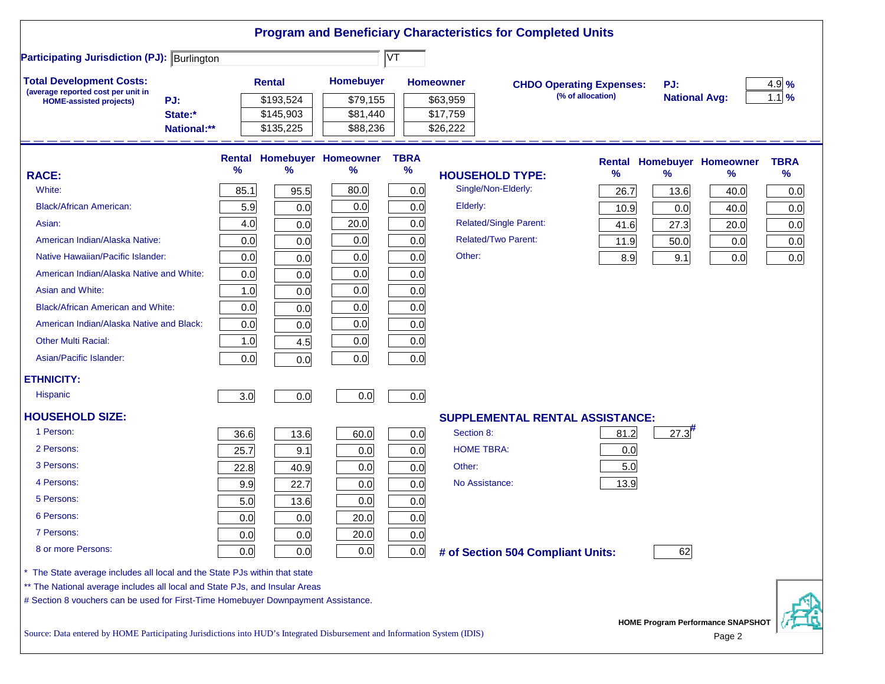# Program and Beneficiary Characteristics for Completed Units

**Participating Jurisdiction (PJ):** Burlington | VT

**Total Development Costs:**
(average reported cost per unit in HOME-assisted projects)

| | Rental | Homebuyer | Homeowner |
|---|---|---|---|
| PJ: | $193,524 | $79,155 | $63,959 |
| State:* | $145,903 | $81,440 | $17,759 |
| National:** | $135,225 | $88,236 | $26,222 |

**CHDO Operating Expenses:** (% of allocation)

| | |
|---|---|
| PJ: | 4.9 % |
| National Avg: | 1.1 % |

| RACE: | Rental % | Homebuyer % | Homeowner % | TBRA % |
|---|---|---|---|---|
| White: | 85.1 | 95.5 | 80.0 | 0.0 |
| Black/African American: | 5.9 | 0.0 | 0.0 | 0.0 |
| Asian: | 4.0 | 0.0 | 20.0 | 0.0 |
| American Indian/Alaska Native: | 0.0 | 0.0 | 0.0 | 0.0 |
| Native Hawaiian/Pacific Islander: | 0.0 | 0.0 | 0.0 | 0.0 |
| American Indian/Alaska Native and White: | 0.0 | 0.0 | 0.0 | 0.0 |
| Asian and White: | 1.0 | 0.0 | 0.0 | 0.0 |
| Black/African American and White: | 0.0 | 0.0 | 0.0 | 0.0 |
| American Indian/Alaska Native and Black: | 0.0 | 0.0 | 0.0 | 0.0 |
| Other Multi Racial: | 1.0 | 4.5 | 0.0 | 0.0 |
| Asian/Pacific Islander: | 0.0 | 0.0 | 0.0 | 0.0 |
| **ETHNICITY:** | | | | |
| Hispanic | 3.0 | 0.0 | 0.0 | 0.0 |
| **HOUSEHOLD SIZE:** | | | | |
| 1 Person: | 36.6 | 13.6 | 60.0 | 0.0 |
| 2 Persons: | 25.7 | 9.1 | 0.0 | 0.0 |
| 3 Persons: | 22.8 | 40.9 | 0.0 | 0.0 |
| 4 Persons: | 9.9 | 22.7 | 0.0 | 0.0 |
| 5 Persons: | 5.0 | 13.6 | 0.0 | 0.0 |
| 6 Persons: | 0.0 | 0.0 | 20.0 | 0.0 |
| 7 Persons: | 0.0 | 0.0 | 20.0 | 0.0 |
| 8 or more Persons: | 0.0 | 0.0 | 0.0 | 0.0 |

| HOUSEHOLD TYPE: | Rental % | Homebuyer % | Homeowner % | TBRA % |
|---|---|---|---|---|
| Single/Non-Elderly: | 26.7 | 13.6 | 40.0 | 0.0 |
| Elderly: | 10.9 | 0.0 | 40.0 | 0.0 |
| Related/Single Parent: | 41.6 | 27.3 | 20.0 | 0.0 |
| Related/Two Parent: | 11.9 | 50.0 | 0.0 | 0.0 |
| Other: | 8.9 | 9.1 | 0.0 | 0.0 |

| SUPPLEMENTAL RENTAL ASSISTANCE: | Rental | Homebuyer |
|---|---|---|
| Section 8: | 81.2 | 27.3# |
| HOME TBRA: | 0.0 | |
| Other: | 5.0 | |
| No Assistance: | 13.9 | |

**# of Section 504 Compliant Units:** 62

\* The State average includes all local and the State PJs within that state

\*\* The National average includes all local and State PJs, and Insular Areas

\# Section 8 vouchers can be used for First-Time Homebuyer Downpayment Assistance.

Source: Data entered by HOME Participating Jurisdictions into HUD's Integrated Disbursement and Information System (IDIS)

HOME Program Performance SNAPSHOT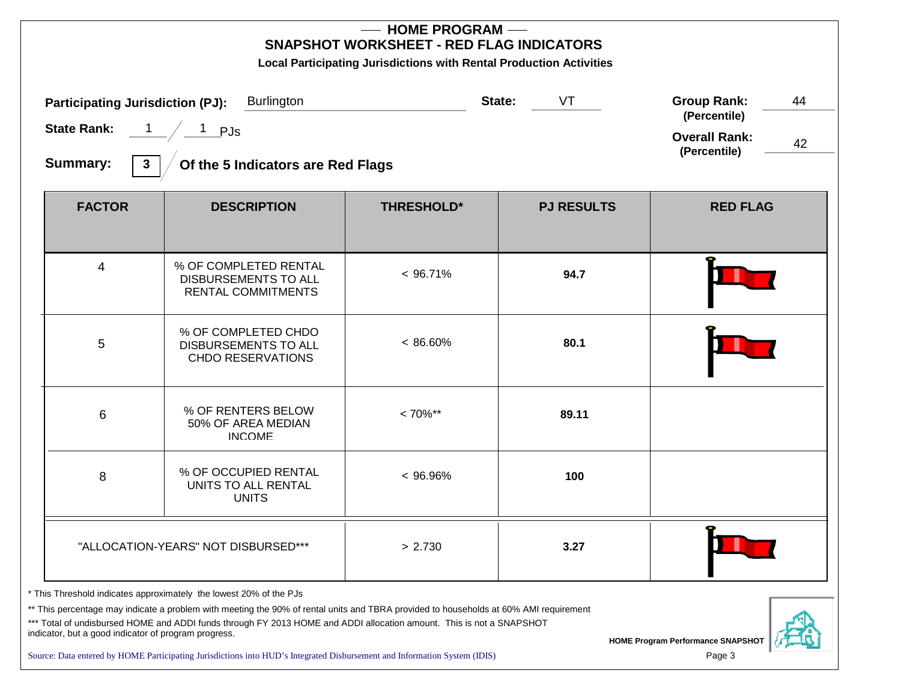# — HOME PROGRAM —

## SNAPSHOT WORKSHEET - RED FLAG INDICATORS

### Local Participating Jurisdictions with Rental Production Activities

**Participating Jurisdiction (PJ):** Burlington **State:** VT **Group Rank:** 44 **(Percentile)**

**State Rank:** 1 / 1 PJs **Overall Rank:** 42 **(Percentile)**

**Summary:** 3 / **Of the 5 Indicators are Red Flags**

| FACTOR | DESCRIPTION | THRESHOLD* | PJ RESULTS | RED FLAG |
|---|---|---|---|---|
| 4 | % OF COMPLETED RENTAL DISBURSEMENTS TO ALL RENTAL COMMITMENTS | < 96.71% | **94.7** | Red Flag |
| 5 | % OF COMPLETED CHDO DISBURSEMENTS TO ALL CHDO RESERVATIONS | < 86.60% | **80.1** | Red Flag |
| 6 | % OF RENTERS BELOW 50% OF AREA MEDIAN INCOME | < 70%** | **89.11** | |
| 8 | % OF OCCUPIED RENTAL UNITS TO ALL RENTAL UNITS | < 96.96% | **100** | |
| "ALLOCATION-YEARS" NOT DISBURSED*** | | > 2.730 | **3.27** | Red Flag |

\* This Threshold indicates approximately the lowest 20% of the PJs

\** This percentage may indicate a problem with meeting the 90% of rental units and TBRA provided to households at 60% AMI requirement

\*** Total of undisbursed HOME and ADDI funds through FY 2013 HOME and ADDI allocation amount. This is not a SNAPSHOT indicator, but a good indicator of program progress.

**HOME Program Performance SNAPSHOT**

Source: Data entered by HOME Participating Jurisdictions into HUD's Integrated Disbursement and Information System (IDIS)